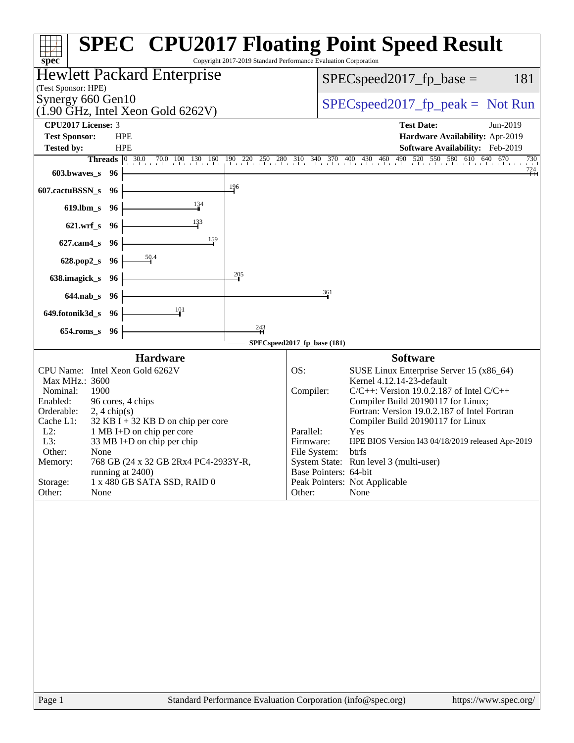# SPEC CPU2017 Floating Point Speed Result

Copyright 2017-2019 Standard Performance Evaluation Corporation

## Hewlett Packard Enterprise

(Test Sponsor: HPE)

Synergy 660 Gen10
(1.90 GHz, Intel Xeon Gold 6262V)

SPECspeed2017_fp_base = 181

SPECspeed2017_fp_peak = Not Run

**CPU2017 License:** 3
**Test Sponsor:** HPE
**Tested by:** HPE

**Test Date:** Jun-2019
**Hardware Availability:** Apr-2019
**Software Availability:** Feb-2019

| Benchmark | Threads | Base |
|---|---|---|
| 603.bwaves_s | 96 | 724 |
| 607.cactuBSSN_s | 96 | 196 |
| 619.lbm_s | 96 | 134 |
| 621.wrf_s | 96 | 133 |
| 627.cam4_s | 96 | 159 |
| 628.pop2_s | 96 | 50.4 |
| 638.imagick_s | 96 | 205 |
| 644.nab_s | 96 | 361 |
| 649.fotonik3d_s | 96 | 101 |
| 654.roms_s | 96 | 243 |

SPECspeed2017_fp_base (181)

### Hardware

| | |
|---|---|
| CPU Name: | Intel Xeon Gold 6262V |
| Max MHz.: | 3600 |
| Nominal: | 1900 |
| Enabled: | 96 cores, 4 chips |
| Orderable: | 2, 4 chip(s) |
| Cache L1: | 32 KB I + 32 KB D on chip per core |
| L2: | 1 MB I+D on chip per core |
| L3: | 33 MB I+D on chip per chip |
| Other: | None |
| Memory: | 768 GB (24 x 32 GB 2Rx4 PC4-2933Y-R, running at 2400) |
| Storage: | 1 x 480 GB SATA SSD, RAID 0 |
| Other: | None |

### Software

| | |
|---|---|
| OS: | SUSE Linux Enterprise Server 15 (x86_64) Kernel 4.12.14-23-default |
| Compiler: | C/C++: Version 19.0.2.187 of Intel C/C++ Compiler Build 20190117 for Linux; Fortran: Version 19.0.2.187 of Intel Fortran Compiler Build 20190117 for Linux |
| Parallel: | Yes |
| Firmware: | HPE BIOS Version I43 04/18/2019 released Apr-2019 |
| File System: | btrfs |
| System State: | Run level 3 (multi-user) |
| Base Pointers: | 64-bit |
| Peak Pointers: | Not Applicable |
| Other: | None |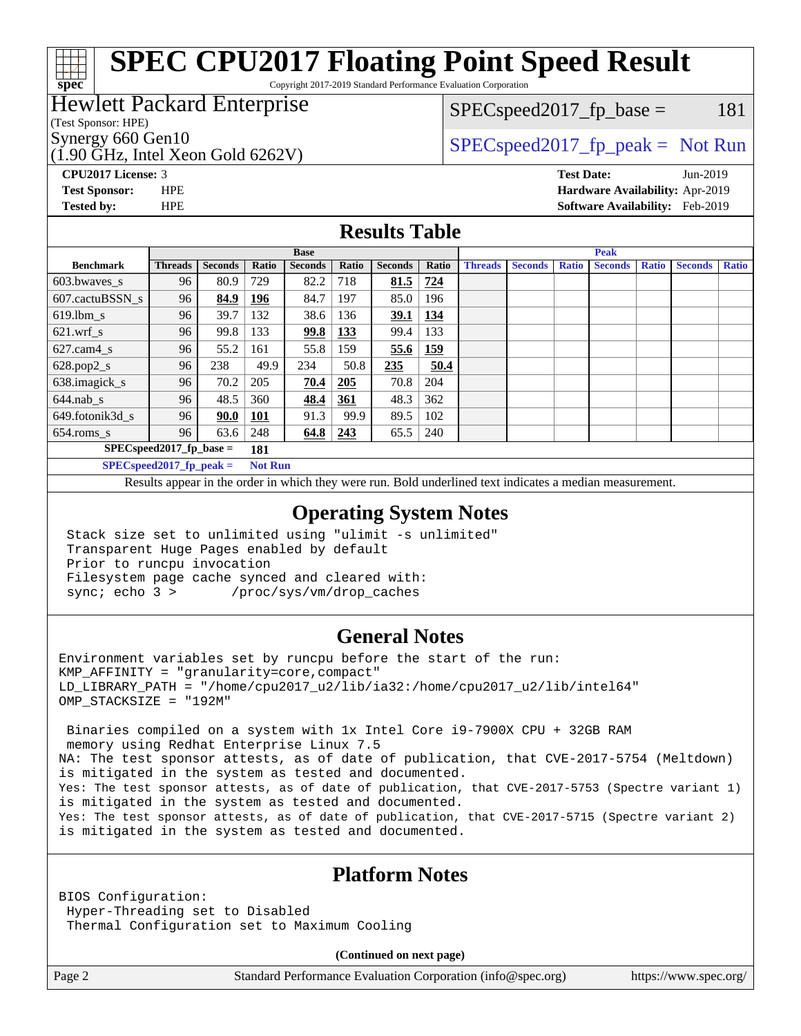# SPEC CPU2017 Floating Point Speed Result

Copyright 2017-2019 Standard Performance Evaluation Corporation

## Hewlett Packard Enterprise

(Test Sponsor: HPE)

Synergy 660 Gen10
(1.90 GHz, Intel Xeon Gold 6262V)

SPECspeed2017_fp_base = 181

SPECspeed2017_fp_peak = Not Run

**CPU2017 License:** 3
**Test Sponsor:** HPE
**Tested by:** HPE

**Test Date:** Jun-2019
**Hardware Availability:** Apr-2019
**Software Availability:** Feb-2019

## Results Table

| Benchmark | Base | | | | | | | Peak | | | | | | |
|---|---|---|---|---|---|---|---|---|---|---|---|---|---|---|
| | Threads | Seconds | Ratio | Seconds | Ratio | Seconds | Ratio | Threads | Seconds | Ratio | Seconds | Ratio | Seconds | Ratio |
| 603.bwaves_s | 96 | 80.9 | 729 | 82.2 | 718 | **81.5** | **724** | | | | | | | |
| 607.cactuBSSN_s | 96 | **84.9** | **196** | 84.7 | 197 | 85.0 | 196 | | | | | | | |
| 619.lbm_s | 96 | 39.7 | 132 | 38.6 | 136 | **39.1** | **134** | | | | | | | |
| 621.wrf_s | 96 | 99.8 | 133 | **99.8** | **133** | 99.4 | 133 | | | | | | | |
| 627.cam4_s | 96 | 55.2 | 161 | 55.8 | 159 | **55.6** | **159** | | | | | | | |
| 628.pop2_s | 96 | 238 | 49.9 | 234 | 50.8 | **235** | **50.4** | | | | | | | |
| 638.imagick_s | 96 | 70.2 | 205 | **70.4** | **205** | 70.8 | 204 | | | | | | | |
| 644.nab_s | 96 | 48.5 | 360 | **48.4** | **361** | 48.3 | 362 | | | | | | | |
| 649.fotonik3d_s | 96 | **90.0** | **101** | 91.3 | 99.9 | 89.5 | 102 | | | | | | | |
| 654.roms_s | 96 | 63.6 | 248 | **64.8** | **243** | 65.5 | 240 | | | | | | | |

SPECspeed2017_fp_base = **181**

SPECspeed2017_fp_peak = **Not Run**

Results appear in the order in which they were run. Bold underlined text indicates a median measurement.

## Operating System Notes

```
Stack size set to unlimited using "ulimit -s unlimited"
Transparent Huge Pages enabled by default
Prior to runcpu invocation
Filesystem page cache synced and cleared with:
sync; echo 3 >       /proc/sys/vm/drop_caches
```

## General Notes

```
Environment variables set by runcpu before the start of the run:
KMP_AFFINITY = "granularity=core,compact"
LD_LIBRARY_PATH = "/home/cpu2017_u2/lib/ia32:/home/cpu2017_u2/lib/intel64"
OMP_STACKSIZE = "192M"

 Binaries compiled on a system with 1x Intel Core i9-7900X CPU + 32GB RAM
 memory using Redhat Enterprise Linux 7.5
NA: The test sponsor attests, as of date of publication, that CVE-2017-5754 (Meltdown)
is mitigated in the system as tested and documented.
Yes: The test sponsor attests, as of date of publication, that CVE-2017-5753 (Spectre variant 1)
is mitigated in the system as tested and documented.
Yes: The test sponsor attests, as of date of publication, that CVE-2017-5715 (Spectre variant 2)
is mitigated in the system as tested and documented.
```

## Platform Notes

```
BIOS Configuration:
 Hyper-Threading set to Disabled
 Thermal Configuration set to Maximum Cooling
```

**(Continued on next page)**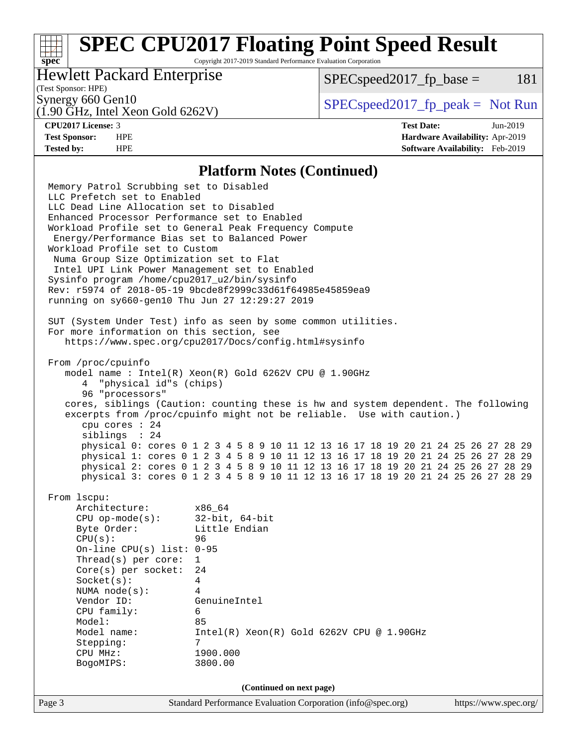## Platform Notes (Continued)

```
Memory Patrol Scrubbing set to Disabled
LLC Prefetch set to Enabled
LLC Dead Line Allocation set to Disabled
Enhanced Processor Performance set to Enabled
Workload Profile set to General Peak Frequency Compute
 Energy/Performance Bias set to Balanced Power
Workload Profile set to Custom
 Numa Group Size Optimization set to Flat
 Intel UPI Link Power Management set to Enabled
Sysinfo program /home/cpu2017_u2/bin/sysinfo
Rev: r5974 of 2018-05-19 9bcde8f2999c33d61f64985e45859ea9
running on sy660-gen10 Thu Jun 27 12:29:27 2019

SUT (System Under Test) info as seen by some common utilities.
For more information on this section, see
   https://www.spec.org/cpu2017/Docs/config.html#sysinfo

From /proc/cpuinfo
   model name : Intel(R) Xeon(R) Gold 6262V CPU @ 1.90GHz
      4  "physical id"s (chips)
      96 "processors"
   cores, siblings (Caution: counting these is hw and system dependent. The following
   excerpts from /proc/cpuinfo might not be reliable.  Use with caution.)
      cpu cores : 24
      siblings  : 24
      physical 0: cores 0 1 2 3 4 5 8 9 10 11 12 13 16 17 18 19 20 21 24 25 26 27 28 29
      physical 1: cores 0 1 2 3 4 5 8 9 10 11 12 13 16 17 18 19 20 21 24 25 26 27 28 29
      physical 2: cores 0 1 2 3 4 5 8 9 10 11 12 13 16 17 18 19 20 21 24 25 26 27 28 29
      physical 3: cores 0 1 2 3 4 5 8 9 10 11 12 13 16 17 18 19 20 21 24 25 26 27 28 29

From lscpu:
     Architecture:        x86_64
     CPU op-mode(s):      32-bit, 64-bit
     Byte Order:          Little Endian
     CPU(s):              96
     On-line CPU(s) list: 0-95
     Thread(s) per core:  1
     Core(s) per socket:  24
     Socket(s):           4
     NUMA node(s):        4
     Vendor ID:           GenuineIntel
     CPU family:          6
     Model:               85
     Model name:          Intel(R) Xeon(R) Gold 6262V CPU @ 1.90GHz
     Stepping:            7
     CPU MHz:             1900.000
     BogoMIPS:            3800.00
```

(Continued on next page)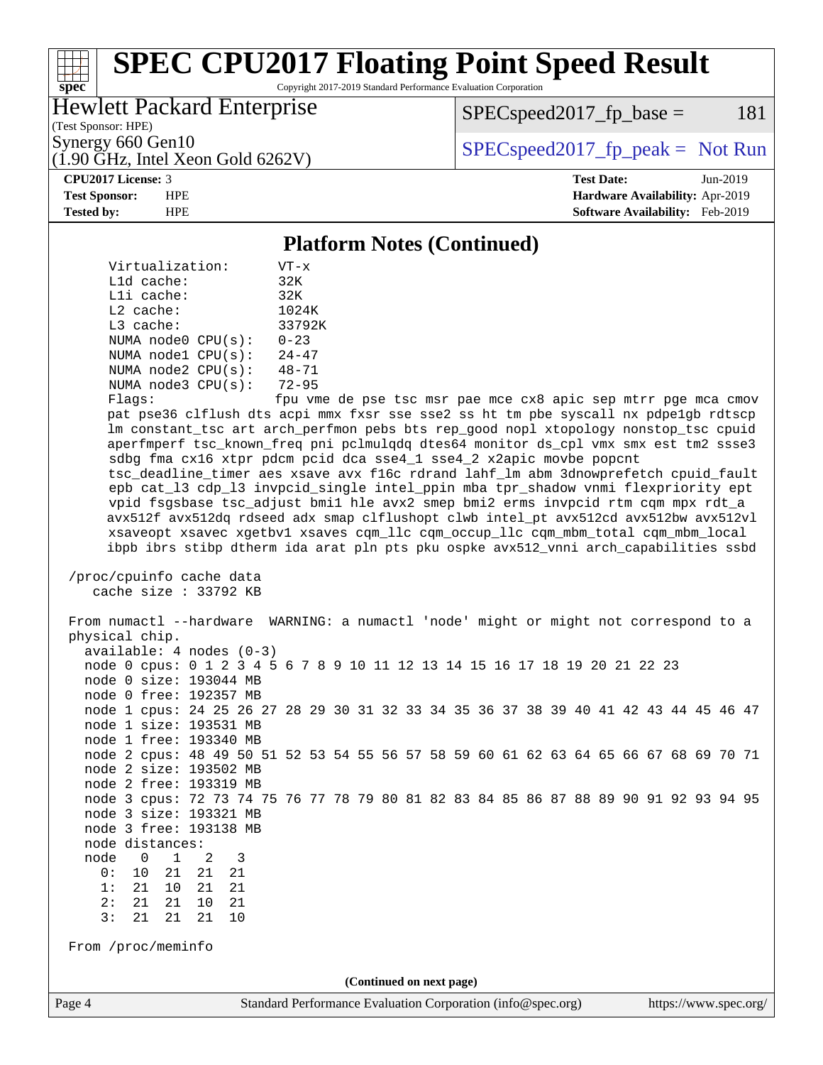## Platform Notes (Continued)

```
     Virtualization:      VT-x
     L1d cache:           32K
     L1i cache:           32K
     L2 cache:            1024K
     L3 cache:            33792K
     NUMA node0 CPU(s):   0-23
     NUMA node1 CPU(s):   24-47
     NUMA node2 CPU(s):   48-71
     NUMA node3 CPU(s):   72-95
     Flags:               fpu vme de pse tsc msr pae mce cx8 apic sep mtrr pge mca cmov
     pat pse36 clflush dts acpi mmx fxsr sse sse2 ss ht tm pbe syscall nx pdpe1gb rdtscp
     lm constant_tsc art arch_perfmon pebs bts rep_good nopl xtopology nonstop_tsc cpuid
     aperfmperf tsc_known_freq pni pclmulqdq dtes64 monitor ds_cpl vmx smx est tm2 ssse3
     sdbg fma cx16 xtpr pdcm pcid dca sse4_1 sse4_2 x2apic movbe popcnt
     tsc_deadline_timer aes xsave avx f16c rdrand lahf_lm abm 3dnowprefetch cpuid_fault
     epb cat_l3 cdp_l3 invpcid_single intel_ppin mba tpr_shadow vnmi flexpriority ept
     vpid fsgsbase tsc_adjust bmi1 hle avx2 smep bmi2 erms invpcid rtm cqm mpx rdt_a
     avx512f avx512dq rdseed adx smap clflushopt clwb intel_pt avx512cd avx512bw avx512vl
     xsaveopt xsavec xgetbv1 xsaves cqm_llc cqm_occup_llc cqm_mbm_total cqm_mbm_local
     ibpb ibrs stibp dtherm ida arat pln pts pku ospke avx512_vnni arch_capabilities ssbd

 /proc/cpuinfo cache data
    cache size : 33792 KB

 From numactl --hardware  WARNING: a numactl 'node' might or might not correspond to a
 physical chip.
   available: 4 nodes (0-3)
   node 0 cpus: 0 1 2 3 4 5 6 7 8 9 10 11 12 13 14 15 16 17 18 19 20 21 22 23
   node 0 size: 193044 MB
   node 0 free: 192357 MB
   node 1 cpus: 24 25 26 27 28 29 30 31 32 33 34 35 36 37 38 39 40 41 42 43 44 45 46 47
   node 1 size: 193531 MB
   node 1 free: 193340 MB
   node 2 cpus: 48 49 50 51 52 53 54 55 56 57 58 59 60 61 62 63 64 65 66 67 68 69 70 71
   node 2 size: 193502 MB
   node 2 free: 193319 MB
   node 3 cpus: 72 73 74 75 76 77 78 79 80 81 82 83 84 85 86 87 88 89 90 91 92 93 94 95
   node 3 size: 193321 MB
   node 3 free: 193138 MB
   node distances:
   node   0   1   2   3
     0:  10  21  21  21
     1:  21  10  21  21
     2:  21  21  10  21
     3:  21  21  21  10

 From /proc/meminfo
```

(Continued on next page)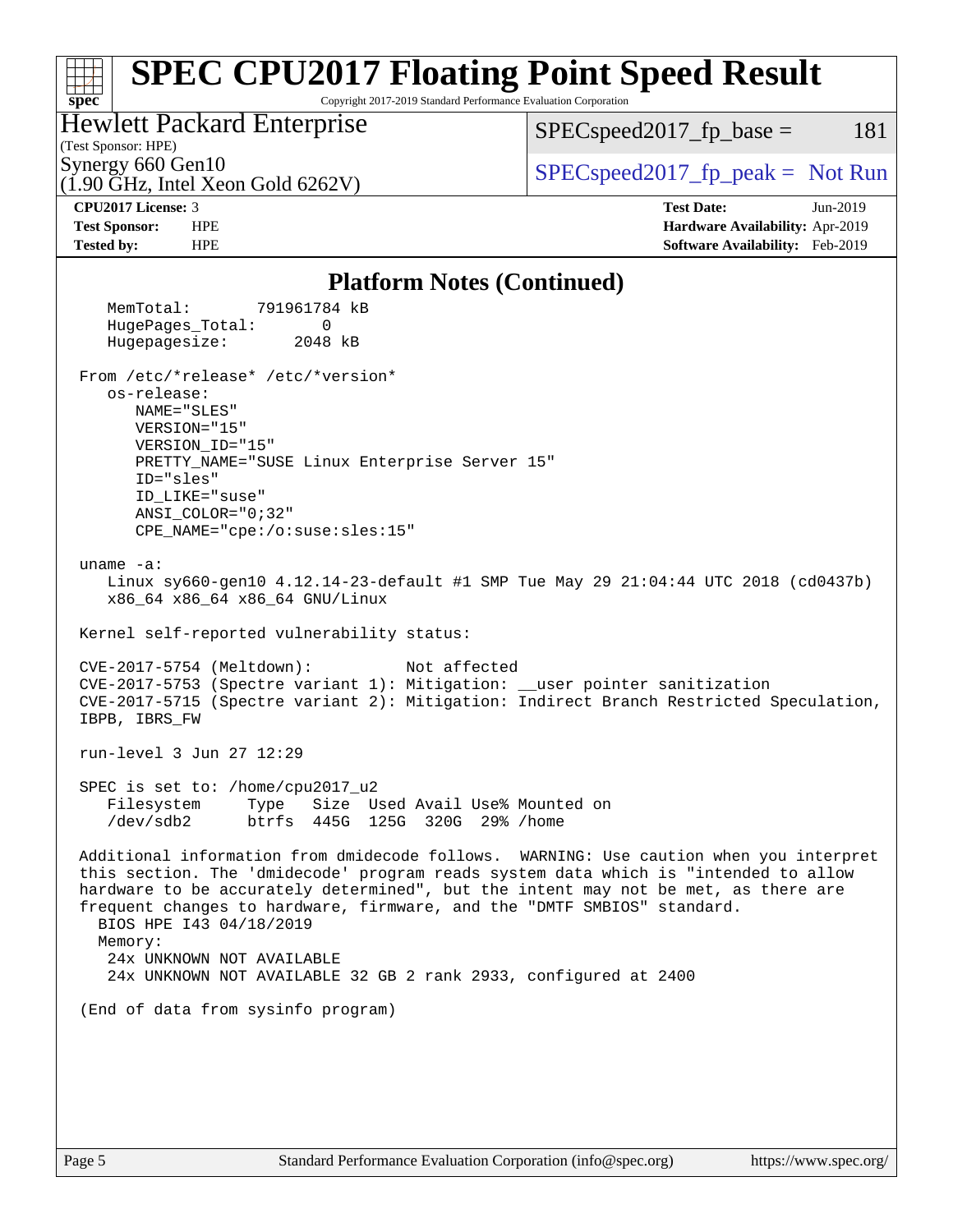# SPEC CPU2017 Floating Point Speed Result

Copyright 2017-2019 Standard Performance Evaluation Corporation

**Hewlett Packard Enterprise**
(Test Sponsor: HPE)
Synergy 660 Gen10
(1.90 GHz, Intel Xeon Gold 6262V)

SPECspeed2017_fp_base = 181

SPECspeed2017_fp_peak = Not Run

| | | | |
|---|---|---|---|
| **CPU2017 License:** | 3 | **Test Date:** | Jun-2019 |
| **Test Sponsor:** | HPE | **Hardware Availability:** | Apr-2019 |
| **Tested by:** | HPE | **Software Availability:** | Feb-2019 |

## Platform Notes (Continued)

```
    MemTotal:       791961784 kB
    HugePages_Total:       0
    Hugepagesize:       2048 kB

 From /etc/*release* /etc/*version*
    os-release:
       NAME="SLES"
       VERSION="15"
       VERSION_ID="15"
       PRETTY_NAME="SUSE Linux Enterprise Server 15"
       ID="sles"
       ID_LIKE="suse"
       ANSI_COLOR="0;32"
       CPE_NAME="cpe:/o:suse:sles:15"

 uname -a:
    Linux sy660-gen10 4.12.14-23-default #1 SMP Tue May 29 21:04:44 UTC 2018 (cd0437b)
    x86_64 x86_64 x86_64 GNU/Linux

 Kernel self-reported vulnerability status:

 CVE-2017-5754 (Meltdown):          Not affected
 CVE-2017-5753 (Spectre variant 1): Mitigation: __user pointer sanitization
 CVE-2017-5715 (Spectre variant 2): Mitigation: Indirect Branch Restricted Speculation,
 IBPB, IBRS_FW

 run-level 3 Jun 27 12:29

 SPEC is set to: /home/cpu2017_u2
    Filesystem     Type   Size  Used Avail Use% Mounted on
    /dev/sdb2      btrfs  445G  125G  320G  29% /home

 Additional information from dmidecode follows.  WARNING: Use caution when you interpret
 this section. The 'dmidecode' program reads system data which is "intended to allow
 hardware to be accurately determined", but the intent may not be met, as there are
 frequent changes to hardware, firmware, and the "DMTF SMBIOS" standard.
   BIOS HPE I43 04/18/2019
   Memory:
    24x UNKNOWN NOT AVAILABLE
    24x UNKNOWN NOT AVAILABLE 32 GB 2 rank 2933, configured at 2400

 (End of data from sysinfo program)
```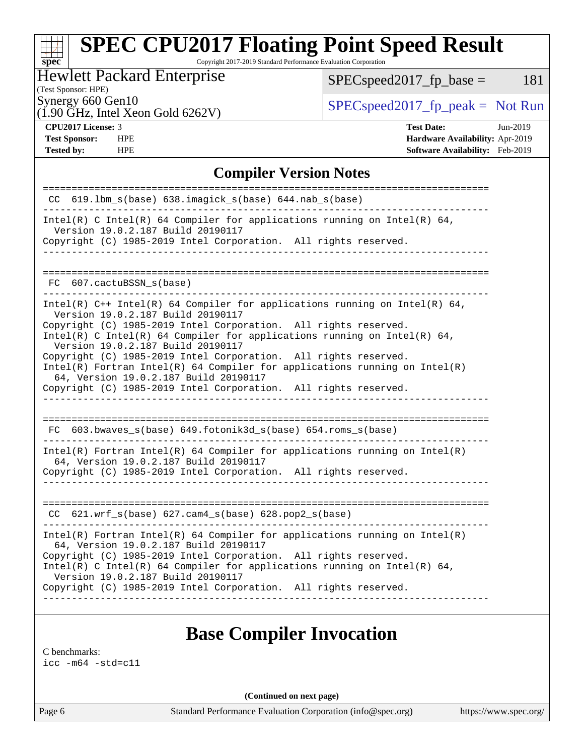# SPEC CPU2017 Floating Point Speed Result

Copyright 2017-2019 Standard Performance Evaluation Corporation

**Hewlett Packard Enterprise**
(Test Sponsor: HPE)
Synergy 660 Gen10
(1.90 GHz, Intel Xeon Gold 6262V)

SPECspeed2017_fp_base = 181

SPECspeed2017_fp_peak = Not Run

| | | | |
|---|---|---|---|
| **CPU2017 License:** | 3 | **Test Date:** | Jun-2019 |
| **Test Sponsor:** | HPE | **Hardware Availability:** | Apr-2019 |
| **Tested by:** | HPE | **Software Availability:** | Feb-2019 |

## Compiler Version Notes

```
==============================================================================
 CC  619.lbm_s(base) 638.imagick_s(base) 644.nab_s(base)
------------------------------------------------------------------------------
Intel(R) C Intel(R) 64 Compiler for applications running on Intel(R) 64,
  Version 19.0.2.187 Build 20190117
Copyright (C) 1985-2019 Intel Corporation.  All rights reserved.
------------------------------------------------------------------------------

==============================================================================
 FC  607.cactuBSSN_s(base)
------------------------------------------------------------------------------
Intel(R) C++ Intel(R) 64 Compiler for applications running on Intel(R) 64,
  Version 19.0.2.187 Build 20190117
Copyright (C) 1985-2019 Intel Corporation.  All rights reserved.
Intel(R) C Intel(R) 64 Compiler for applications running on Intel(R) 64,
  Version 19.0.2.187 Build 20190117
Copyright (C) 1985-2019 Intel Corporation.  All rights reserved.
Intel(R) Fortran Intel(R) 64 Compiler for applications running on Intel(R)
  64, Version 19.0.2.187 Build 20190117
Copyright (C) 1985-2019 Intel Corporation.  All rights reserved.
------------------------------------------------------------------------------

==============================================================================
 FC  603.bwaves_s(base) 649.fotonik3d_s(base) 654.roms_s(base)
------------------------------------------------------------------------------
Intel(R) Fortran Intel(R) 64 Compiler for applications running on Intel(R)
  64, Version 19.0.2.187 Build 20190117
Copyright (C) 1985-2019 Intel Corporation.  All rights reserved.
------------------------------------------------------------------------------

==============================================================================
 CC  621.wrf_s(base) 627.cam4_s(base) 628.pop2_s(base)
------------------------------------------------------------------------------
Intel(R) Fortran Intel(R) 64 Compiler for applications running on Intel(R)
  64, Version 19.0.2.187 Build 20190117
Copyright (C) 1985-2019 Intel Corporation.  All rights reserved.
Intel(R) C Intel(R) 64 Compiler for applications running on Intel(R) 64,
  Version 19.0.2.187 Build 20190117
Copyright (C) 1985-2019 Intel Corporation.  All rights reserved.
------------------------------------------------------------------------------
```

## Base Compiler Invocation

C benchmarks:
icc -m64 -std=c11

(Continued on next page)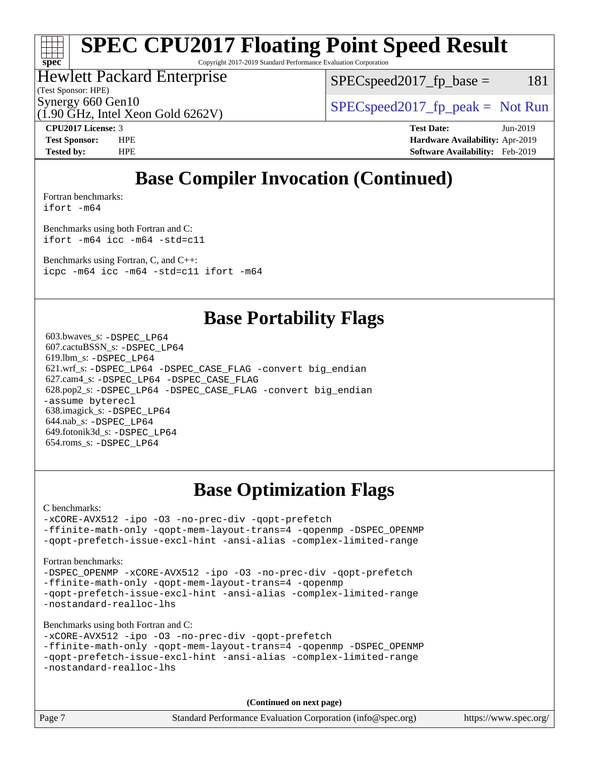# SPEC CPU2017 Floating Point Speed Result

Copyright 2017-2019 Standard Performance Evaluation Corporation

**Hewlett Packard Enterprise**
(Test Sponsor: HPE)
Synergy 660 Gen10
(1.90 GHz, Intel Xeon Gold 6262V)

SPECspeed2017_fp_base = 181

SPECspeed2017_fp_peak = Not Run

**CPU2017 License:** 3
**Test Sponsor:** HPE
**Tested by:** HPE

**Test Date:** Jun-2019
**Hardware Availability:** Apr-2019
**Software Availability:** Feb-2019

## Base Compiler Invocation (Continued)

Fortran benchmarks:
```
ifort -m64
```

Benchmarks using both Fortran and C:
```
ifort -m64 icc -m64 -std=c11
```

Benchmarks using Fortran, C, and C++:
```
icpc -m64 icc -m64 -std=c11 ifort -m64
```

## Base Portability Flags

603.bwaves_s: -DSPEC_LP64
607.cactuBSSN_s: -DSPEC_LP64
619.lbm_s: -DSPEC_LP64
621.wrf_s: -DSPEC_LP64 -DSPEC_CASE_FLAG -convert big_endian
627.cam4_s: -DSPEC_LP64 -DSPEC_CASE_FLAG
628.pop2_s: -DSPEC_LP64 -DSPEC_CASE_FLAG -convert big_endian -assume byterecl
638.imagick_s: -DSPEC_LP64
644.nab_s: -DSPEC_LP64
649.fotonik3d_s: -DSPEC_LP64
654.roms_s: -DSPEC_LP64

## Base Optimization Flags

C benchmarks:
```
-xCORE-AVX512 -ipo -O3 -no-prec-div -qopt-prefetch
-ffinite-math-only -qopt-mem-layout-trans=4 -qopenmp -DSPEC_OPENMP
-qopt-prefetch-issue-excl-hint -ansi-alias -complex-limited-range
```

Fortran benchmarks:
```
-DSPEC_OPENMP -xCORE-AVX512 -ipo -O3 -no-prec-div -qopt-prefetch
-ffinite-math-only -qopt-mem-layout-trans=4 -qopenmp
-qopt-prefetch-issue-excl-hint -ansi-alias -complex-limited-range
-nostandard-realloc-lhs
```

Benchmarks using both Fortran and C:
```
-xCORE-AVX512 -ipo -O3 -no-prec-div -qopt-prefetch
-ffinite-math-only -qopt-mem-layout-trans=4 -qopenmp -DSPEC_OPENMP
-qopt-prefetch-issue-excl-hint -ansi-alias -complex-limited-range
-nostandard-realloc-lhs
```

**(Continued on next page)**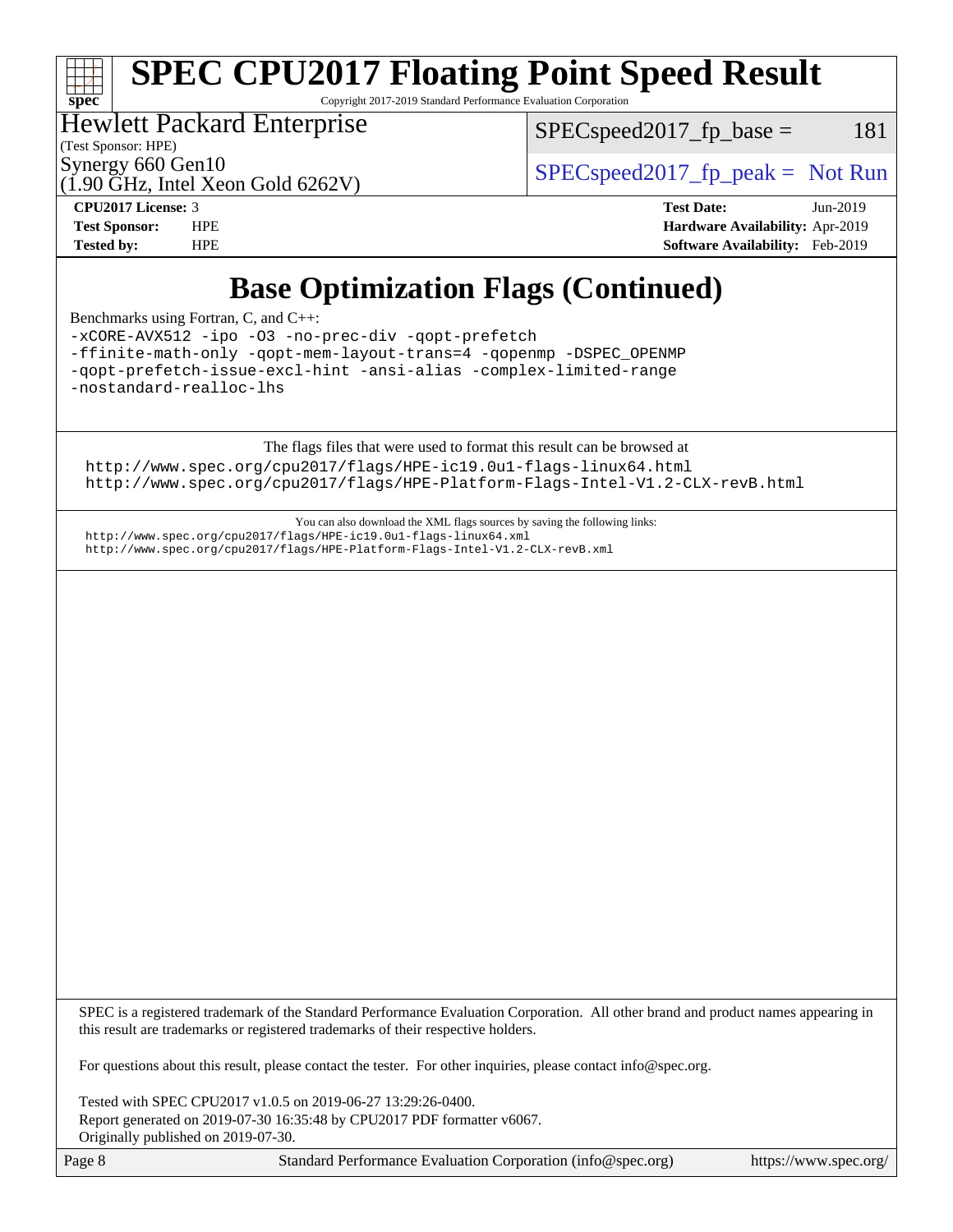# SPEC CPU2017 Floating Point Speed Result

Copyright 2017-2019 Standard Performance Evaluation Corporation

Hewlett Packard Enterprise
(Test Sponsor: HPE)
Synergy 660 Gen10
(1.90 GHz, Intel Xeon Gold 6262V)

SPECspeed2017_fp_base = 181

SPECspeed2017_fp_peak = Not Run

**CPU2017 License:** 3
**Test Sponsor:** HPE
**Tested by:** HPE

**Test Date:** Jun-2019
**Hardware Availability:** Apr-2019
**Software Availability:** Feb-2019

## Base Optimization Flags (Continued)

Benchmarks using Fortran, C, and C++:

```
-xCORE-AVX512 -ipo -O3 -no-prec-div -qopt-prefetch
-ffinite-math-only -qopt-mem-layout-trans=4 -qopenmp -DSPEC_OPENMP
-qopt-prefetch-issue-excl-hint -ansi-alias -complex-limited-range
-nostandard-realloc-lhs
```

The flags files that were used to format this result can be browsed at

http://www.spec.org/cpu2017/flags/HPE-ic19.0u1-flags-linux64.html
http://www.spec.org/cpu2017/flags/HPE-Platform-Flags-Intel-V1.2-CLX-revB.html

You can also download the XML flags sources by saving the following links:

http://www.spec.org/cpu2017/flags/HPE-ic19.0u1-flags-linux64.xml
http://www.spec.org/cpu2017/flags/HPE-Platform-Flags-Intel-V1.2-CLX-revB.xml

SPEC is a registered trademark of the Standard Performance Evaluation Corporation. All other brand and product names appearing in this result are trademarks or registered trademarks of their respective holders.

For questions about this result, please contact the tester. For other inquiries, please contact info@spec.org.

Tested with SPEC CPU2017 v1.0.5 on 2019-06-27 13:29:26-0400.
Report generated on 2019-07-30 16:35:48 by CPU2017 PDF formatter v6067.
Originally published on 2019-07-30.